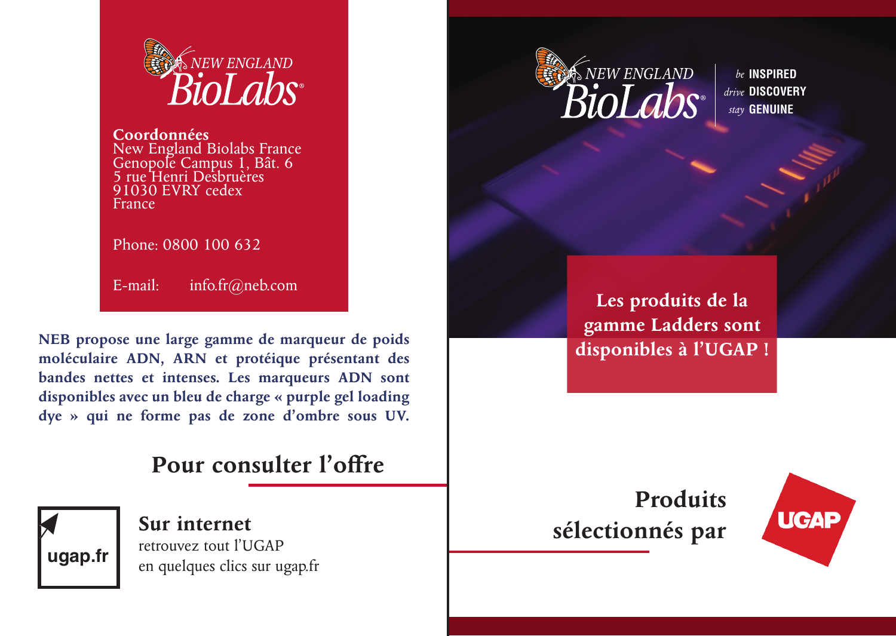NEW ENGLAND BioLabs®

**Coordonnées**
New England Biolabs France
Genopole Campus 1, Bât. 6
5 rue Henri Desbruères
91030 EVRY cedex
France

Phone: 0800 100 632

E-mail: info.fr@neb.com

**NEB propose une large gamme de marqueur de poids moléculaire ADN, ARN et protéique présentant des bandes nettes et intenses. Les marqueurs ADN sont disponibles avec un bleu de charge « purple gel loading dye » qui ne forme pas de zone d'ombre sous UV.**

## Pour consulter l'offre

ugap.fr

### Sur internet

retrouvez tout l'UGAP
en quelques clics sur ugap.fr

NEW ENGLAND BioLabs®

*be* **INSPIRED**
*drive* **DISCOVERY**
*stay* **GENUINE**

**Les produits de la gamme Ladders sont disponibles à l'UGAP !**

## Produits sélectionnés par

UGAP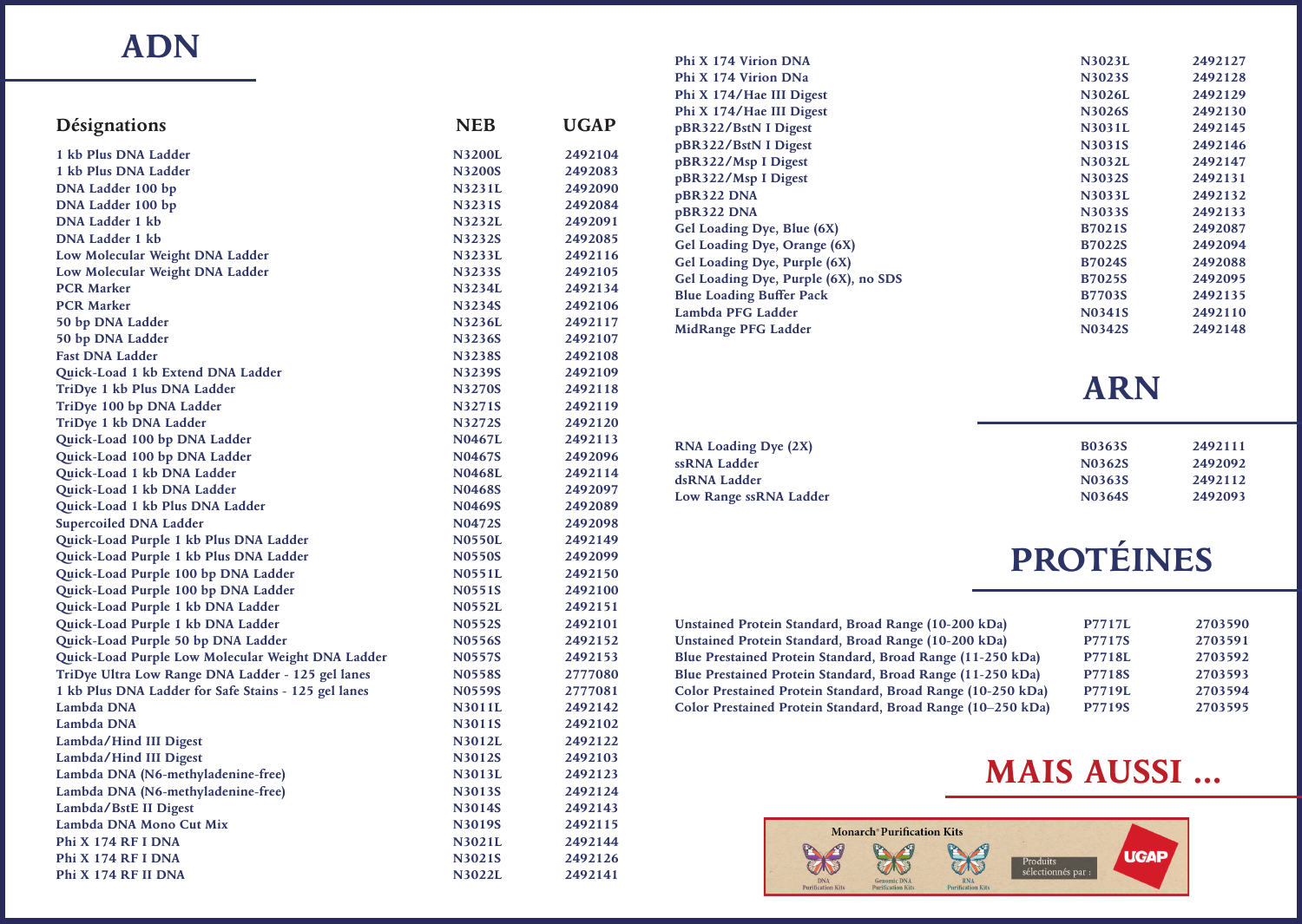# ADN

| Désignations | NEB | UGAP |
|---|---|---|
| 1 kb Plus DNA Ladder | N3200L | 2492104 |
| 1 kb Plus DNA Ladder | N3200S | 2492083 |
| DNA Ladder 100 bp | N3231L | 2492090 |
| DNA Ladder 100 bp | N3231S | 2492084 |
| DNA Ladder 1 kb | N3232L | 2492091 |
| DNA Ladder 1 kb | N3232S | 2492085 |
| Low Molecular Weight DNA Ladder | N3233L | 2492116 |
| Low Molecular Weight DNA Ladder | N3233S | 2492105 |
| PCR Marker | N3234L | 2492134 |
| PCR Marker | N3234S | 2492106 |
| 50 bp DNA Ladder | N3236L | 2492117 |
| 50 bp DNA Ladder | N3236S | 2492107 |
| Fast DNA Ladder | N3238S | 2492108 |
| Quick-Load 1 kb Extend DNA Ladder | N3239S | 2492109 |
| TriDye 1 kb Plus DNA Ladder | N3270S | 2492118 |
| TriDye 100 bp DNA Ladder | N3271S | 2492119 |
| TriDye 1 kb DNA Ladder | N3272S | 2492120 |
| Quick-Load 100 bp DNA Ladder | N0467L | 2492113 |
| Quick-Load 100 bp DNA Ladder | N0467S | 2492096 |
| Quick-Load 1 kb DNA Ladder | N0468L | 2492114 |
| Quick-Load 1 kb DNA Ladder | N0468S | 2492097 |
| Quick-Load 1 kb Plus DNA Ladder | N0469S | 2492089 |
| Supercoiled DNA Ladder | N0472S | 2492098 |
| Quick-Load Purple 1 kb Plus DNA Ladder | N0550L | 2492149 |
| Quick-Load Purple 1 kb Plus DNA Ladder | N0550S | 2492099 |
| Quick-Load Purple 100 bp DNA Ladder | N0551L | 2492150 |
| Quick-Load Purple 100 bp DNA Ladder | N0551S | 2492100 |
| Quick-Load Purple 1 kb DNA Ladder | N0552L | 2492151 |
| Quick-Load Purple 1 kb DNA Ladder | N0552S | 2492101 |
| Quick-Load Purple 50 bp DNA Ladder | N0556S | 2492152 |
| Quick-Load Purple Low Molecular Weight DNA Ladder | N0557S | 2492153 |
| TriDye Ultra Low Range DNA Ladder - 125 gel lanes | N0558S | 2777080 |
| 1 kb Plus DNA Ladder for Safe Stains - 125 gel lanes | N0559S | 2777081 |
| Lambda DNA | N3011L | 2492142 |
| Lambda DNA | N3011S | 2492102 |
| Lambda/Hind III Digest | N3012L | 2492122 |
| Lambda/Hind III Digest | N3012S | 2492103 |
| Lambda DNA (N6-methyladenine-free) | N3013L | 2492123 |
| Lambda DNA (N6-methyladenine-free) | N3013S | 2492124 |
| Lambda/BstE II Digest | N3014S | 2492143 |
| Lambda DNA Mono Cut Mix | N3019S | 2492115 |
| Phi X 174 RF I DNA | N3021L | 2492144 |
| Phi X 174 RF I DNA | N3021S | 2492126 |
| Phi X 174 RF II DNA | N3022L | 2492141 |
| Phi X 174 Virion DNA | N3023L | 2492127 |
| Phi X 174 Virion DNa | N3023S | 2492128 |
| Phi X 174/Hae III Digest | N3026L | 2492129 |
| Phi X 174/Hae III Digest | N3026S | 2492130 |
| pBR322/BstN I Digest | N3031L | 2492145 |
| pBR322/BstN I Digest | N3031S | 2492146 |
| pBR322/Msp I Digest | N3032L | 2492147 |
| pBR322/Msp I Digest | N3032S | 2492131 |
| pBR322 DNA | N3033L | 2492132 |
| pBR322 DNA | N3033S | 2492133 |
| Gel Loading Dye, Blue (6X) | B7021S | 2492087 |
| Gel Loading Dye, Orange (6X) | B7022S | 2492094 |
| Gel Loading Dye, Purple (6X) | B7024S | 2492088 |
| Gel Loading Dye, Purple (6X), no SDS | B7025S | 2492095 |
| Blue Loading Buffer Pack | B7703S | 2492135 |
| Lambda PFG Ladder | N0341S | 2492110 |
| MidRange PFG Ladder | N0342S | 2492148 |

# ARN

| | | |
|---|---|---|
| RNA Loading Dye (2X) | B0363S | 2492111 |
| ssRNA Ladder | N0362S | 2492092 |
| dsRNA Ladder | N0363S | 2492112 |
| Low Range ssRNA Ladder | N0364S | 2492093 |

# PROTÉINES

| | | |
|---|---|---|
| Unstained Protein Standard, Broad Range (10-200 kDa) | P7717L | 2703590 |
| Unstained Protein Standard, Broad Range (10-200 kDa) | P7717S | 2703591 |
| Blue Prestained Protein Standard, Broad Range (11-250 kDa) | P7718L | 2703592 |
| Blue Prestained Protein Standard, Broad Range (11-250 kDa) | P7718S | 2703593 |
| Color Prestained Protein Standard, Broad Range (10-250 kDa) | P7719L | 2703594 |
| Color Prestained Protein Standard, Broad Range (10–250 kDa) | P7719S | 2703595 |

# MAIS AUSSI ...

Monarch® Purification Kits

DNA Purification Kits

Genomic DNA Purification Kits

RNA Purification Kits

Produits sélectionnés par : UGAP